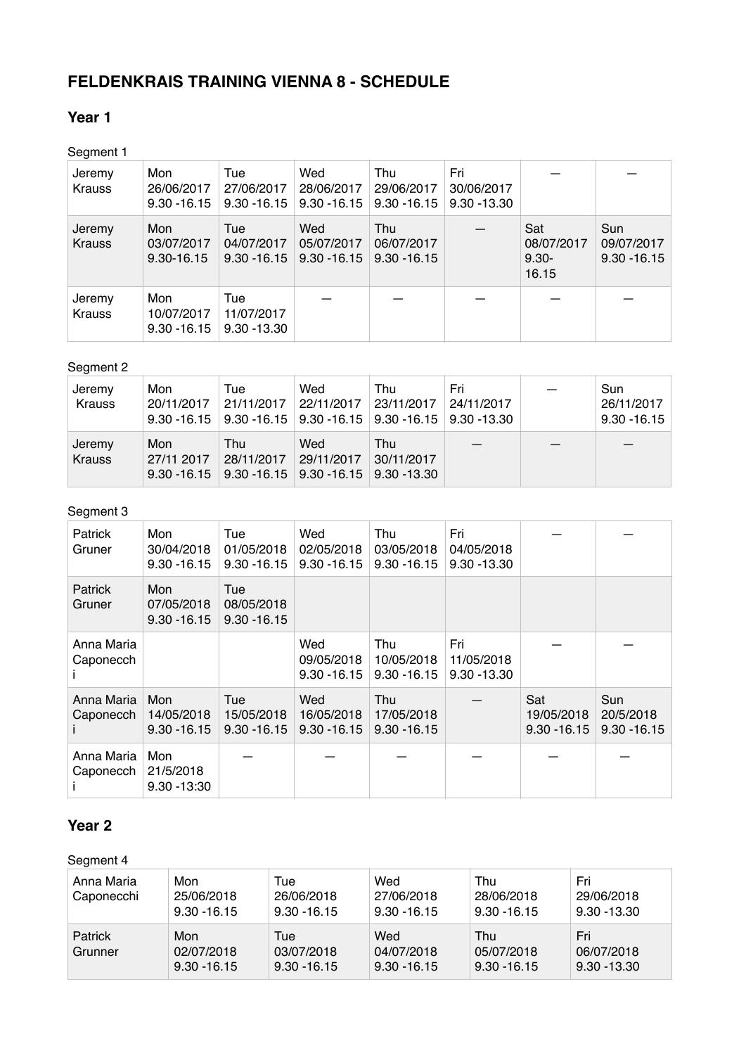# FELDENKRAIS TRAINING VIENNA 8 - SCHEDULE

## Year 1

Segment 1

| | | | | | | | |
|---|---|---|---|---|---|---|---|
| Jeremy Krauss | Mon 26/06/2017 9.30 -16.15 | Tue 27/06/2017 9.30 -16.15 | Wed 28/06/2017 9.30 -16.15 | Thu 29/06/2017 9.30 -16.15 | Fri 30/06/2017 9.30 -13.30 | — | — |
| Jeremy Krauss | Mon 03/07/2017 9.30-16.15 | Tue 04/07/2017 9.30 -16.15 | Wed 05/07/2017 9.30 -16.15 | Thu 06/07/2017 9.30 -16.15 | — | Sat 08/07/2017 9.30-16.15 | Sun 09/07/2017 9.30 -16.15 |
| Jeremy Krauss | Mon 10/07/2017 9.30 -16.15 | Tue 11/07/2017 9.30 -13.30 | — | — | — | — | — |

Segment 2

| | | | | | | | |
|---|---|---|---|---|---|---|---|
| Jeremy Krauss | Mon 20/11/2017 9.30 -16.15 | Tue 21/11/2017 9.30 -16.15 | Wed 22/11/2017 9.30 -16.15 | Thu 23/11/2017 9.30 -16.15 | Fri 24/11/2017 9.30 -13.30 | — | Sun 26/11/2017 9.30 -16.15 |
| Jeremy Krauss | Mon 27/11 2017 9.30 -16.15 | Thu 28/11/2017 9.30 -16.15 | Wed 29/11/2017 9.30 -16.15 | Thu 30/11/2017 9.30 -13.30 | — | — | — |

Segment 3

| | | | | | | | |
|---|---|---|---|---|---|---|---|
| Patrick Gruner | Mon 30/04/2018 9.30 -16.15 | Tue 01/05/2018 9.30 -16.15 | Wed 02/05/2018 9.30 -16.15 | Thu 03/05/2018 9.30 -16.15 | Fri 04/05/2018 9.30 -13.30 | — | — |
| Patrick Gruner | Mon 07/05/2018 9.30 -16.15 | Tue 08/05/2018 9.30 -16.15 | | | | | |
| Anna Maria Caponecchi | | | Wed 09/05/2018 9.30 -16.15 | Thu 10/05/2018 9.30 -16.15 | Fri 11/05/2018 9.30 -13.30 | — | — |
| Anna Maria Caponecchi | Mon 14/05/2018 9.30 -16.15 | Tue 15/05/2018 9.30 -16.15 | Wed 16/05/2018 9.30 -16.15 | Thu 17/05/2018 9.30 -16.15 | — | Sat 19/05/2018 9.30 -16.15 | Sun 20/5/2018 9.30 -16.15 |
| Anna Maria Caponecchi | Mon 21/5/2018 9.30 -13:30 | — | — | — | — | — | — |

## Year 2

Segment 4

| | | | | | |
|---|---|---|---|---|---|
| Anna Maria Caponecchi | Mon 25/06/2018 9.30 -16.15 | Tue 26/06/2018 9.30 -16.15 | Wed 27/06/2018 9.30 -16.15 | Thu 28/06/2018 9.30 -16.15 | Fri 29/06/2018 9.30 -13.30 |
| Patrick Grunner | Mon 02/07/2018 9.30 -16.15 | Tue 03/07/2018 9.30 -16.15 | Wed 04/07/2018 9.30 -16.15 | Thu 05/07/2018 9.30 -16.15 | Fri 06/07/2018 9.30 -13.30 |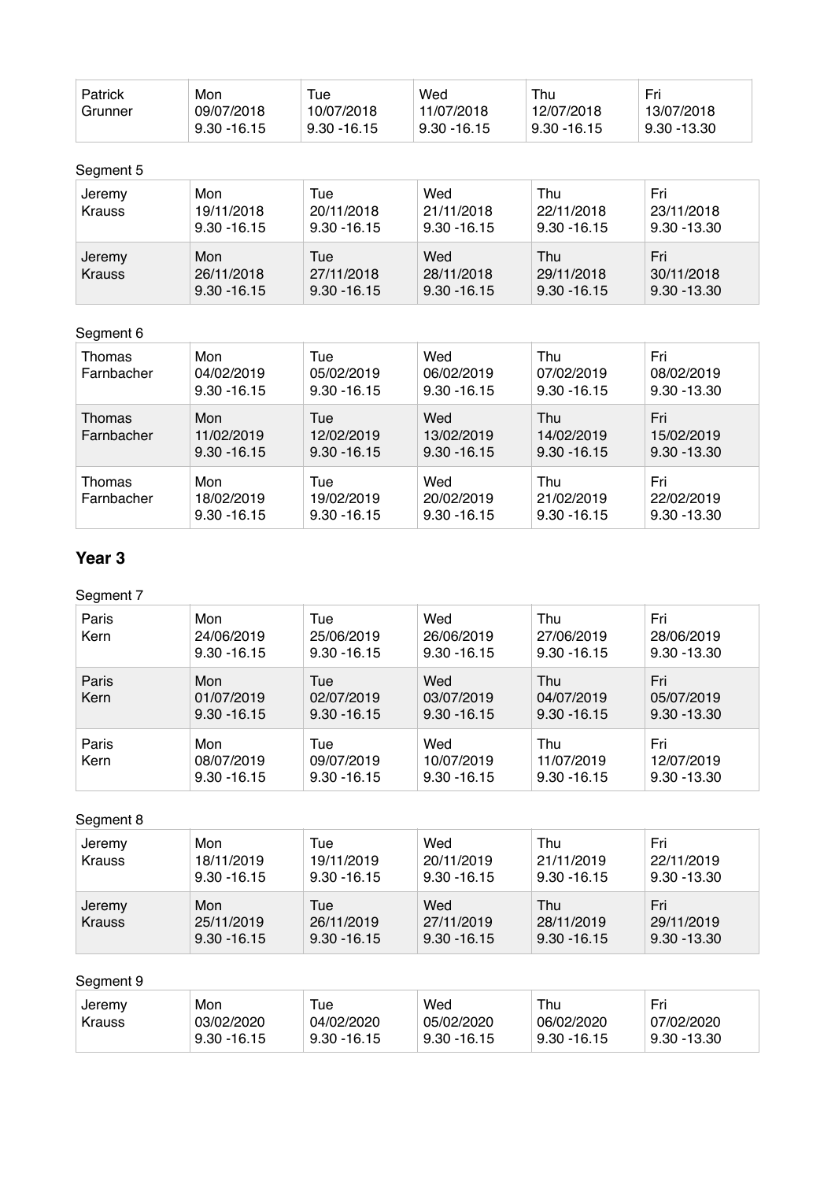| Patrick Grunner | Mon 09/07/2018 9.30 -16.15 | Tue 10/07/2018 9.30 -16.15 | Wed 11/07/2018 9.30 -16.15 | Thu 12/07/2018 9.30 -16.15 | Fri 13/07/2018 9.30 -13.30 |
|---|---|---|---|---|---|

Segment 5

| Jeremy Krauss | Mon 19/11/2018 9.30 -16.15 | Tue 20/11/2018 9.30 -16.15 | Wed 21/11/2018 9.30 -16.15 | Thu 22/11/2018 9.30 -16.15 | Fri 23/11/2018 9.30 -13.30 |
|---|---|---|---|---|---|
| Jeremy Krauss | Mon 26/11/2018 9.30 -16.15 | Tue 27/11/2018 9.30 -16.15 | Wed 28/11/2018 9.30 -16.15 | Thu 29/11/2018 9.30 -16.15 | Fri 30/11/2018 9.30 -13.30 |

Segment 6

| Thomas Farnbacher | Mon 04/02/2019 9.30 -16.15 | Tue 05/02/2019 9.30 -16.15 | Wed 06/02/2019 9.30 -16.15 | Thu 07/02/2019 9.30 -16.15 | Fri 08/02/2019 9.30 -13.30 |
|---|---|---|---|---|---|
| Thomas Farnbacher | Mon 11/02/2019 9.30 -16.15 | Tue 12/02/2019 9.30 -16.15 | Wed 13/02/2019 9.30 -16.15 | Thu 14/02/2019 9.30 -16.15 | Fri 15/02/2019 9.30 -13.30 |
| Thomas Farnbacher | Mon 18/02/2019 9.30 -16.15 | Tue 19/02/2019 9.30 -16.15 | Wed 20/02/2019 9.30 -16.15 | Thu 21/02/2019 9.30 -16.15 | Fri 22/02/2019 9.30 -13.30 |

## Year 3

Segment 7

| Paris Kern | Mon 24/06/2019 9.30 -16.15 | Tue 25/06/2019 9.30 -16.15 | Wed 26/06/2019 9.30 -16.15 | Thu 27/06/2019 9.30 -16.15 | Fri 28/06/2019 9.30 -13.30 |
|---|---|---|---|---|---|
| Paris Kern | Mon 01/07/2019 9.30 -16.15 | Tue 02/07/2019 9.30 -16.15 | Wed 03/07/2019 9.30 -16.15 | Thu 04/07/2019 9.30 -16.15 | Fri 05/07/2019 9.30 -13.30 |
| Paris Kern | Mon 08/07/2019 9.30 -16.15 | Tue 09/07/2019 9.30 -16.15 | Wed 10/07/2019 9.30 -16.15 | Thu 11/07/2019 9.30 -16.15 | Fri 12/07/2019 9.30 -13.30 |

Segment 8

| Jeremy Krauss | Mon 18/11/2019 9.30 -16.15 | Tue 19/11/2019 9.30 -16.15 | Wed 20/11/2019 9.30 -16.15 | Thu 21/11/2019 9.30 -16.15 | Fri 22/11/2019 9.30 -13.30 |
|---|---|---|---|---|---|
| Jeremy Krauss | Mon 25/11/2019 9.30 -16.15 | Tue 26/11/2019 9.30 -16.15 | Wed 27/11/2019 9.30 -16.15 | Thu 28/11/2019 9.30 -16.15 | Fri 29/11/2019 9.30 -13.30 |

Segment 9

| Jeremy Krauss | Mon 03/02/2020 9.30 -16.15 | Tue 04/02/2020 9.30 -16.15 | Wed 05/02/2020 9.30 -16.15 | Thu 06/02/2020 9.30 -16.15 | Fri 07/02/2020 9.30 -13.30 |
|---|---|---|---|---|---|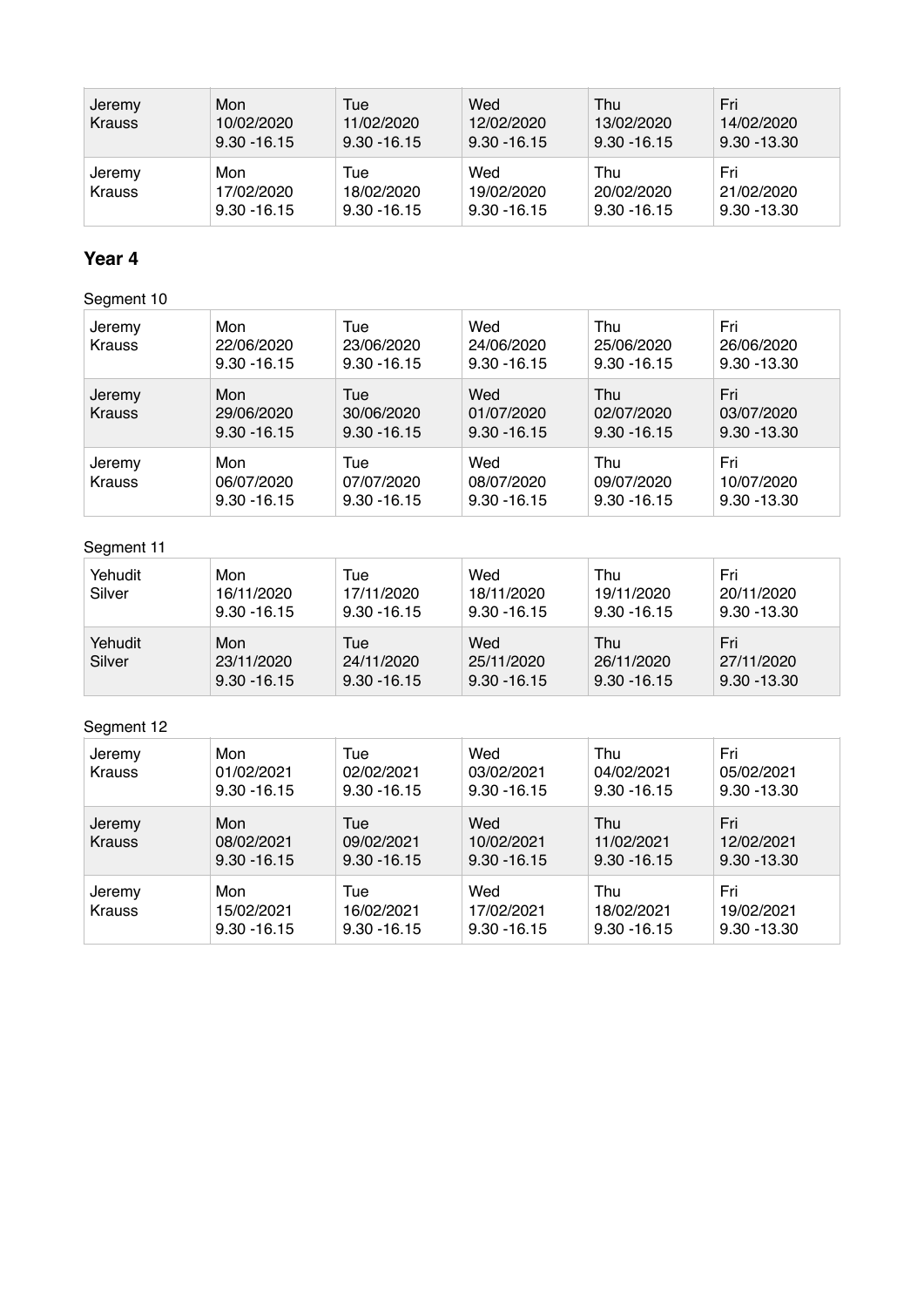| | | | | | |
|---|---|---|---|---|---|
| Jeremy Krauss | Mon 10/02/2020 9.30 -16.15 | Tue 11/02/2020 9.30 -16.15 | Wed 12/02/2020 9.30 -16.15 | Thu 13/02/2020 9.30 -16.15 | Fri 14/02/2020 9.30 -13.30 |
| Jeremy Krauss | Mon 17/02/2020 9.30 -16.15 | Tue 18/02/2020 9.30 -16.15 | Wed 19/02/2020 9.30 -16.15 | Thu 20/02/2020 9.30 -16.15 | Fri 21/02/2020 9.30 -13.30 |

## Year 4

Segment 10

| | | | | | |
|---|---|---|---|---|---|
| Jeremy Krauss | Mon 22/06/2020 9.30 -16.15 | Tue 23/06/2020 9.30 -16.15 | Wed 24/06/2020 9.30 -16.15 | Thu 25/06/2020 9.30 -16.15 | Fri 26/06/2020 9.30 -13.30 |
| Jeremy Krauss | Mon 29/06/2020 9.30 -16.15 | Tue 30/06/2020 9.30 -16.15 | Wed 01/07/2020 9.30 -16.15 | Thu 02/07/2020 9.30 -16.15 | Fri 03/07/2020 9.30 -13.30 |
| Jeremy Krauss | Mon 06/07/2020 9.30 -16.15 | Tue 07/07/2020 9.30 -16.15 | Wed 08/07/2020 9.30 -16.15 | Thu 09/07/2020 9.30 -16.15 | Fri 10/07/2020 9.30 -13.30 |

Segment 11

| | | | | | |
|---|---|---|---|---|---|
| Yehudit Silver | Mon 16/11/2020 9.30 -16.15 | Tue 17/11/2020 9.30 -16.15 | Wed 18/11/2020 9.30 -16.15 | Thu 19/11/2020 9.30 -16.15 | Fri 20/11/2020 9.30 -13.30 |
| Yehudit Silver | Mon 23/11/2020 9.30 -16.15 | Tue 24/11/2020 9.30 -16.15 | Wed 25/11/2020 9.30 -16.15 | Thu 26/11/2020 9.30 -16.15 | Fri 27/11/2020 9.30 -13.30 |

Segment 12

| | | | | | |
|---|---|---|---|---|---|
| Jeremy Krauss | Mon 01/02/2021 9.30 -16.15 | Tue 02/02/2021 9.30 -16.15 | Wed 03/02/2021 9.30 -16.15 | Thu 04/02/2021 9.30 -16.15 | Fri 05/02/2021 9.30 -13.30 |
| Jeremy Krauss | Mon 08/02/2021 9.30 -16.15 | Tue 09/02/2021 9.30 -16.15 | Wed 10/02/2021 9.30 -16.15 | Thu 11/02/2021 9.30 -16.15 | Fri 12/02/2021 9.30 -13.30 |
| Jeremy Krauss | Mon 15/02/2021 9.30 -16.15 | Tue 16/02/2021 9.30 -16.15 | Wed 17/02/2021 9.30 -16.15 | Thu 18/02/2021 9.30 -16.15 | Fri 19/02/2021 9.30 -13.30 |